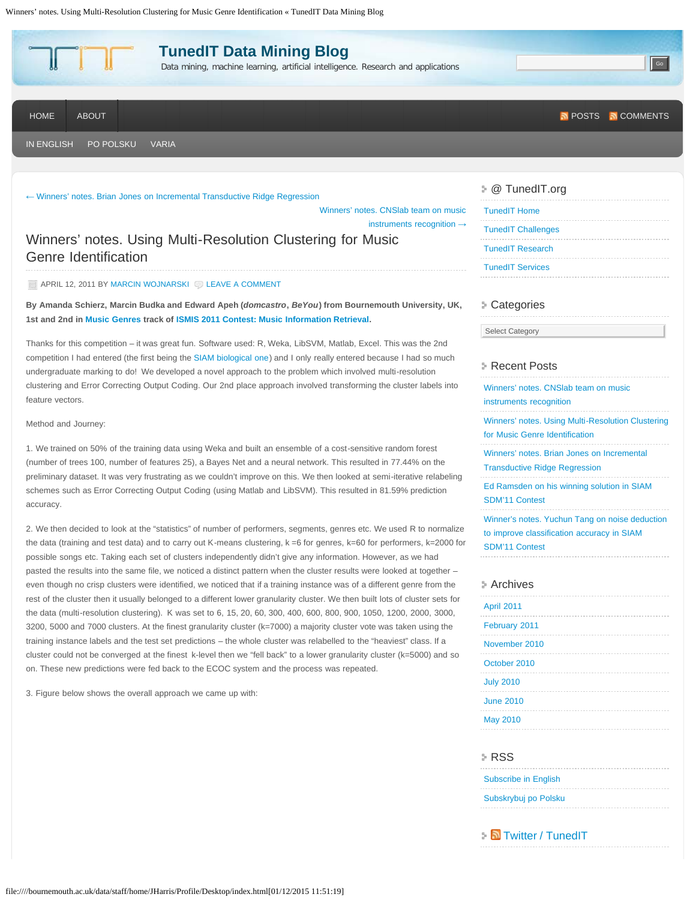# TunedIT Data Mining Blog

Data mining, machine learning, artificial intelligence. Research and applications

HOME ABOUT POSTS COMMENTS

IN ENGLISH PO POLSKU VARIA

← Winners' notes. Brian Jones on Incremental Transductive Ridge Regression

Winners' notes. CNSlab team on music instruments recognition →

## Winners' notes. Using Multi-Resolution Clustering for Music Genre Identification

APRIL 12, 2011 BY MARCIN WOJNARSKI LEAVE A COMMENT

**By Amanda Schierz, Marcin Budka and Edward Apeh (*domcastro*, *BeYou*) from Bournemouth University, UK, 1st and 2nd in Music Genres track of ISMIS 2011 Contest: Music Information Retrieval.**

Thanks for this competition – it was great fun. Software used: R, Weka, LibSVM, Matlab, Excel. This was the 2nd competition I had entered (the first being the SIAM biological one) and I only really entered because I had so much undergraduate marking to do! We developed a novel approach to the problem which involved multi-resolution clustering and Error Correcting Output Coding. Our 2nd place approach involved transforming the cluster labels into feature vectors.

Method and Journey:

1. We trained on 50% of the training data using Weka and built an ensemble of a cost-sensitive random forest (number of trees 100, number of features 25), a Bayes Net and a neural network. This resulted in 77.44% on the preliminary dataset. It was very frustrating as we couldn't improve on this. We then looked at semi-iterative relabeling schemes such as Error Correcting Output Coding (using Matlab and LibSVM). This resulted in 81.59% prediction accuracy.

2. We then decided to look at the "statistics" of number of performers, segments, genres etc. We used R to normalize the data (training and test data) and to carry out K-means clustering, k =6 for genres, k=60 for performers, k=2000 for possible songs etc. Taking each set of clusters independently didn't give any information. However, as we had pasted the results into the same file, we noticed a distinct pattern when the cluster results were looked at together – even though no crisp clusters were identified, we noticed that if a training instance was of a different genre from the rest of the cluster then it usually belonged to a different lower granularity cluster. We then built lots of cluster sets for the data (multi-resolution clustering). K was set to 6, 15, 20, 60, 300, 400, 600, 800, 900, 1050, 1200, 2000, 3000, 3200, 5000 and 7000 clusters. At the finest granularity cluster (k=7000) a majority cluster vote was taken using the training instance labels and the test set predictions – the whole cluster was relabelled to the "heaviest" class. If a cluster could not be converged at the finest k-level then we "fell back" to a lower granularity cluster (k=5000) and so on. These new predictions were fed back to the ECOC system and the process was repeated.

3. Figure below shows the overall approach we came up with:

### @ TunedIT.org

- TunedIT Home
- TunedIT Challenges
- TunedIT Research
- TunedIT Services

### Categories

Select Category

### Recent Posts

- Winners' notes. CNSlab team on music instruments recognition
- Winners' notes. Using Multi-Resolution Clustering for Music Genre Identification
- Winners' notes. Brian Jones on Incremental Transductive Ridge Regression
- Ed Ramsden on his winning solution in SIAM SDM'11 Contest
- Winner's notes. Yuchun Tang on noise deduction to improve classification accuracy in SIAM SDM'11 Contest

### Archives

- April 2011
- February 2011
- November 2010
- October 2010
- July 2010
- June 2010
- May 2010

### RSS

- Subscribe in English
- Subskrybuj po Polsku

### Twitter / TunedIT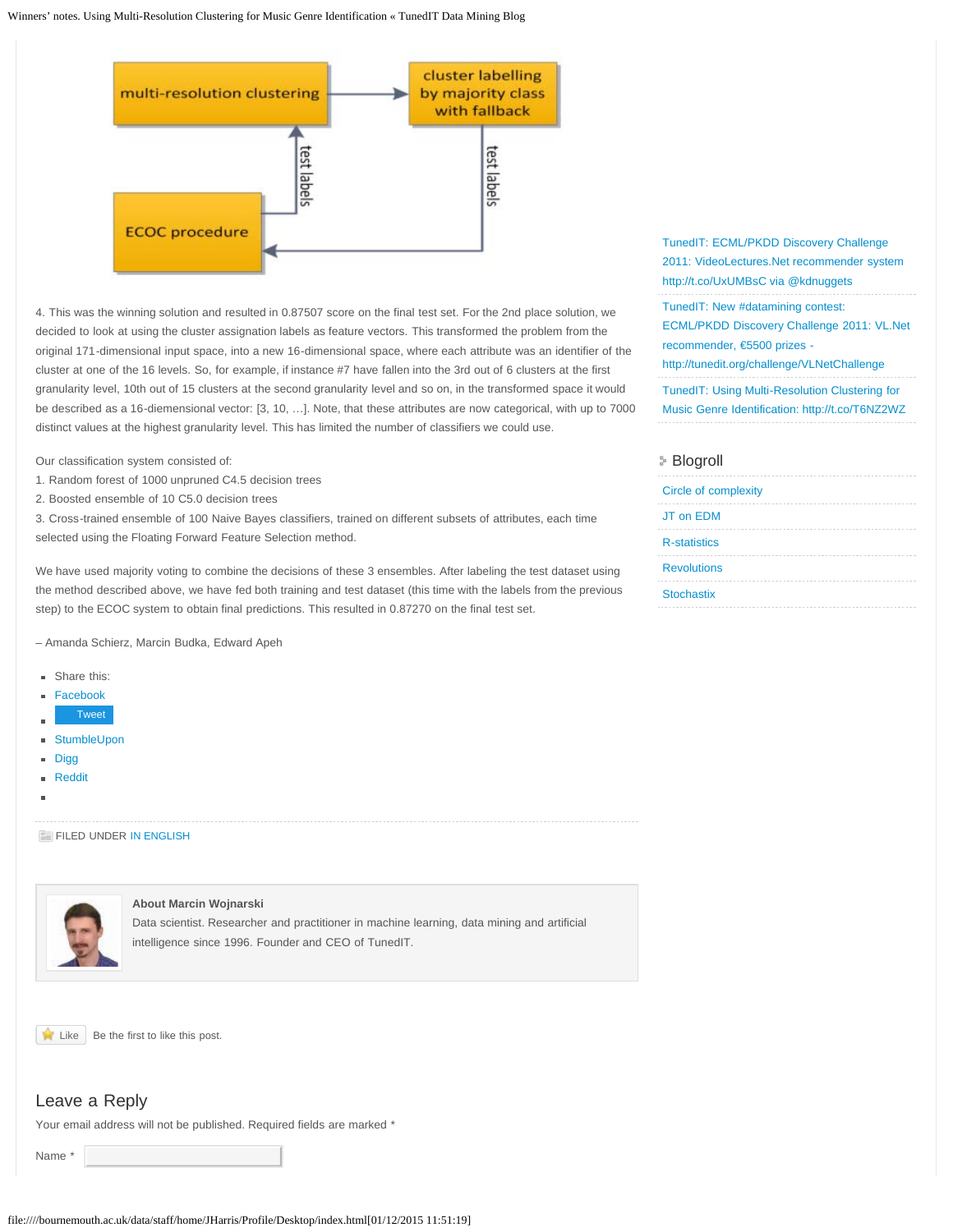4. This was the winning solution and resulted in 0.87507 score on the final test set. For the 2nd place solution, we decided to look at using the cluster assignation labels as feature vectors. This transformed the problem from the original 171-dimensional input space, into a new 16-diemensional space, where each attribute was an identifier of the cluster at one of the 16 levels. So, for example, if instance #7 have fallen into the 3rd out of 6 clusters at the first granularity level, 10th out of 15 clusters at the second granularity level and so on, in the transformed space it would be described as a 16-diemensional vector: [3, 10, …]. Note, that these attributes are now categorical, with up to 7000 distinct values at the highest granularity level. This has limited the number of classifiers we could use.

Our classification system consisted of:
1. Random forest of 1000 unpruned C4.5 decision trees
2. Boosted ensemble of 10 C5.0 decision trees
3. Cross-trained ensemble of 100 Naive Bayes classifiers, trained on different subsets of attributes, each time selected using the Floating Forward Feature Selection method.

We have used majority voting to combine the decisions of these 3 ensembles. After labeling the test dataset using the method described above, we have fed both training and test dataset (this time with the labels from the previous step) to the ECOC system to obtain final predictions. This resulted in 0.87270 on the final test set.

– Amanda Schierz, Marcin Budka, Edward Apeh

- Share this:
- Facebook
- Tweet
- StumbleUpon
- Digg
- Reddit

FILED UNDER IN ENGLISH

**About Marcin Wojnarski**
Data scientist. Researcher and practitioner in machine learning, data mining and artificial intelligence since 1996. Founder and CEO of TunedIT.

Like Be the first to like this post.

## Leave a Reply

Your email address will not be published. Required fields are marked *

Name *

---

TunedIT: ECML/PKDD Discovery Challenge 2011: VideoLectures.Net recommender system http://t.co/UxUMBsC via @kdnuggets

TunedIT: New #datamining contest: ECML/PKDD Discovery Challenge 2011: VL.Net recommender, €5500 prizes - http://tunedit.org/challenge/VLNetChallenge

TunedIT: Using Multi-Resolution Clustering for Music Genre Identification: http://t.co/T6NZ2WZ

## Blogroll

- Circle of complexity
- JT on EDM
- R-statistics
- Revolutions
- Stochastix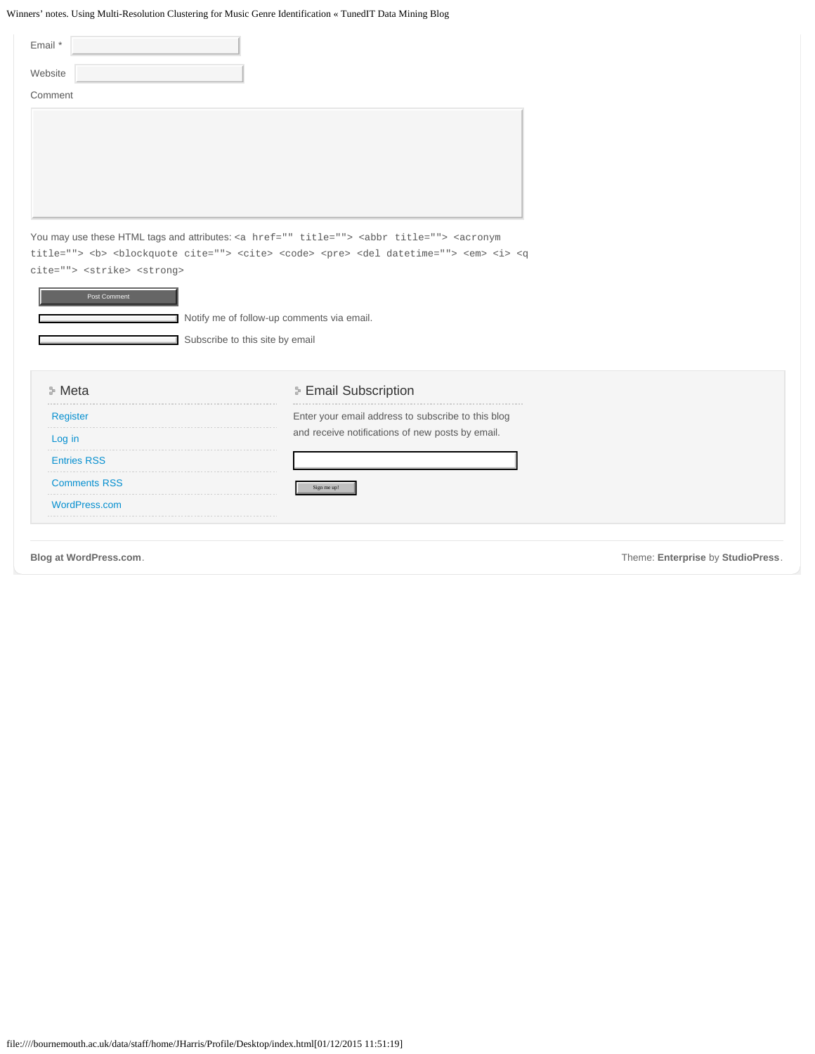Email *

Website

Comment

You may use these HTML tags and attributes: `<a href="" title=""> <abbr title=""> <acronym title=""> <b> <blockquote cite=""> <cite> <code> <pre> <del datetime=""> <em> <i> <q cite=""> <strike> <strong>`

Post Comment

Notify me of follow-up comments via email.

Subscribe to this site by email

## Meta

- Register
- Log in
- Entries RSS
- Comments RSS
- WordPress.com

## Email Subscription

Enter your email address to subscribe to this blog and receive notifications of new posts by email.

Sign me up!

**Blog at WordPress.com**.

Theme: **Enterprise** by **StudioPress**.